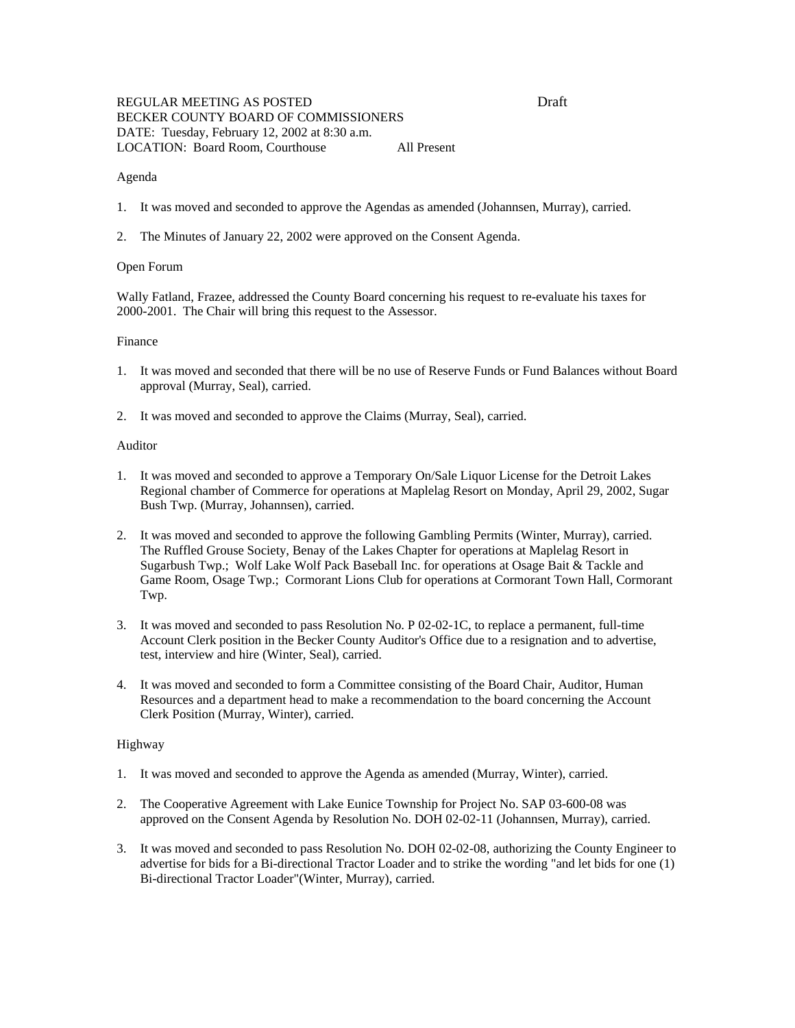REGULAR MEETING AS POSTED Draft
BECKER COUNTY BOARD OF COMMISSIONERS
DATE: Tuesday, February 12, 2002 at 8:30 a.m.
LOCATION: Board Room, Courthouse All Present

## Agenda

1. It was moved and seconded to approve the Agendas as amended (Johannsen, Murray), carried.

2. The Minutes of January 22, 2002 were approved on the Consent Agenda.

## Open Forum

Wally Fatland, Frazee, addressed the County Board concerning his request to re-evaluate his taxes for 2000-2001. The Chair will bring this request to the Assessor.

## Finance

1. It was moved and seconded that there will be no use of Reserve Funds or Fund Balances without Board approval (Murray, Seal), carried.

2. It was moved and seconded to approve the Claims (Murray, Seal), carried.

## Auditor

1. It was moved and seconded to approve a Temporary On/Sale Liquor License for the Detroit Lakes Regional chamber of Commerce for operations at Maplelag Resort on Monday, April 29, 2002, Sugar Bush Twp. (Murray, Johannsen), carried.

2. It was moved and seconded to approve the following Gambling Permits (Winter, Murray), carried. The Ruffled Grouse Society, Benay of the Lakes Chapter for operations at Maplelag Resort in Sugarbush Twp.; Wolf Lake Wolf Pack Baseball Inc. for operations at Osage Bait & Tackle and Game Room, Osage Twp.; Cormorant Lions Club for operations at Cormorant Town Hall, Cormorant Twp.

3. It was moved and seconded to pass Resolution No. P 02-02-1C, to replace a permanent, full-time Account Clerk position in the Becker County Auditor's Office due to a resignation and to advertise, test, interview and hire (Winter, Seal), carried.

4. It was moved and seconded to form a Committee consisting of the Board Chair, Auditor, Human Resources and a department head to make a recommendation to the board concerning the Account Clerk Position (Murray, Winter), carried.

## Highway

1. It was moved and seconded to approve the Agenda as amended (Murray, Winter), carried.

2. The Cooperative Agreement with Lake Eunice Township for Project No. SAP 03-600-08 was approved on the Consent Agenda by Resolution No. DOH 02-02-11 (Johannsen, Murray), carried.

3. It was moved and seconded to pass Resolution No. DOH 02-02-08, authorizing the County Engineer to advertise for bids for a Bi-directional Tractor Loader and to strike the wording "and let bids for one (1) Bi-directional Tractor Loader"(Winter, Murray), carried.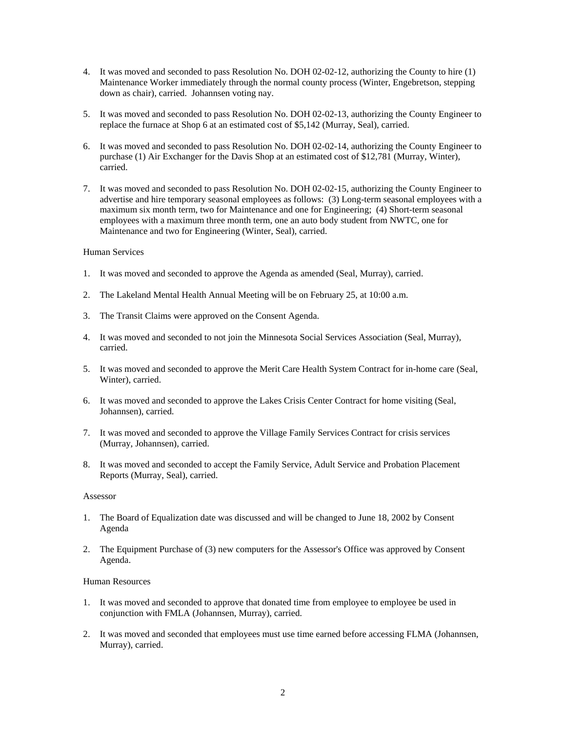4. It was moved and seconded to pass Resolution No. DOH 02-02-12, authorizing the County to hire (1) Maintenance Worker immediately through the normal county process (Winter, Engebretson, stepping down as chair), carried. Johannsen voting nay.

5. It was moved and seconded to pass Resolution No. DOH 02-02-13, authorizing the County Engineer to replace the furnace at Shop 6 at an estimated cost of $5,142 (Murray, Seal), carried.

6. It was moved and seconded to pass Resolution No. DOH 02-02-14, authorizing the County Engineer to purchase (1) Air Exchanger for the Davis Shop at an estimated cost of $12,781 (Murray, Winter), carried.

7. It was moved and seconded to pass Resolution No. DOH 02-02-15, authorizing the County Engineer to advertise and hire temporary seasonal employees as follows: (3) Long-term seasonal employees with a maximum six month term, two for Maintenance and one for Engineering; (4) Short-term seasonal employees with a maximum three month term, one an auto body student from NWTC, one for Maintenance and two for Engineering (Winter, Seal), carried.

Human Services

1. It was moved and seconded to approve the Agenda as amended (Seal, Murray), carried.

2. The Lakeland Mental Health Annual Meeting will be on February 25, at 10:00 a.m.

3. The Transit Claims were approved on the Consent Agenda.

4. It was moved and seconded to not join the Minnesota Social Services Association (Seal, Murray), carried.

5. It was moved and seconded to approve the Merit Care Health System Contract for in-home care (Seal, Winter), carried.

6. It was moved and seconded to approve the Lakes Crisis Center Contract for home visiting (Seal, Johannsen), carried.

7. It was moved and seconded to approve the Village Family Services Contract for crisis services (Murray, Johannsen), carried.

8. It was moved and seconded to accept the Family Service, Adult Service and Probation Placement Reports (Murray, Seal), carried.

Assessor

1. The Board of Equalization date was discussed and will be changed to June 18, 2002 by Consent Agenda

2. The Equipment Purchase of (3) new computers for the Assessor's Office was approved by Consent Agenda.

Human Resources

1. It was moved and seconded to approve that donated time from employee to employee be used in conjunction with FMLA (Johannsen, Murray), carried.

2. It was moved and seconded that employees must use time earned before accessing FLMA (Johannsen, Murray), carried.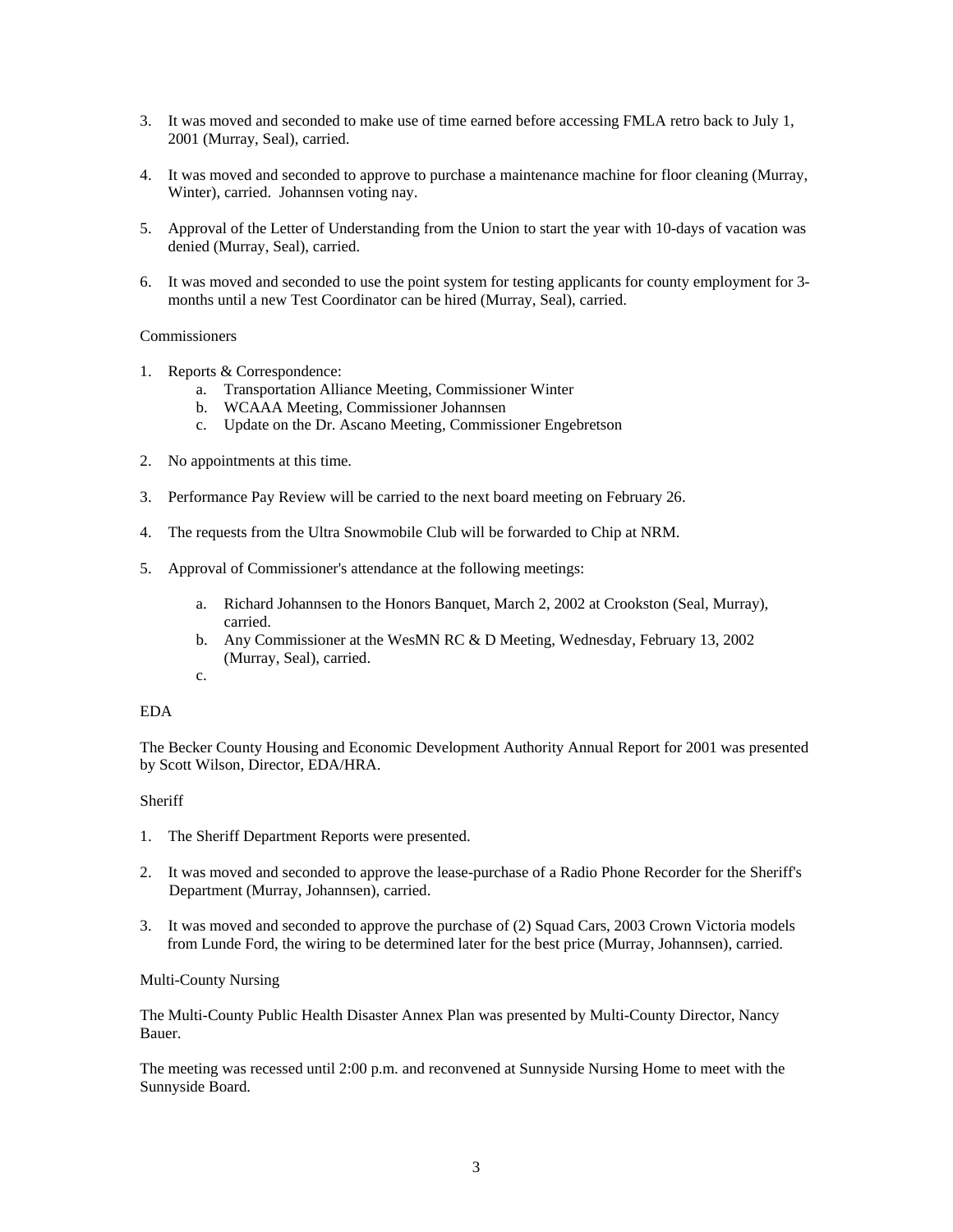3. It was moved and seconded to make use of time earned before accessing FMLA retro back to July 1, 2001 (Murray, Seal), carried.

4. It was moved and seconded to approve to purchase a maintenance machine for floor cleaning (Murray, Winter), carried. Johannsen voting nay.

5. Approval of the Letter of Understanding from the Union to start the year with 10-days of vacation was denied (Murray, Seal), carried.

6. It was moved and seconded to use the point system for testing applicants for county employment for 3-months until a new Test Coordinator can be hired (Murray, Seal), carried.

Commissioners

1. Reports & Correspondence:
    a. Transportation Alliance Meeting, Commissioner Winter
    b. WCAAA Meeting, Commissioner Johannsen
    c. Update on the Dr. Ascano Meeting, Commissioner Engebretson

2. No appointments at this time.

3. Performance Pay Review will be carried to the next board meeting on February 26.

4. The requests from the Ultra Snowmobile Club will be forwarded to Chip at NRM.

5. Approval of Commissioner's attendance at the following meetings:

    a. Richard Johannsen to the Honors Banquet, March 2, 2002 at Crookston (Seal, Murray), carried.
    b. Any Commissioner at the WesMN RC & D Meeting, Wednesday, February 13, 2002 (Murray, Seal), carried.
    c.

EDA

The Becker County Housing and Economic Development Authority Annual Report for 2001 was presented by Scott Wilson, Director, EDA/HRA.

Sheriff

1. The Sheriff Department Reports were presented.

2. It was moved and seconded to approve the lease-purchase of a Radio Phone Recorder for the Sheriff's Department (Murray, Johannsen), carried.

3. It was moved and seconded to approve the purchase of (2) Squad Cars, 2003 Crown Victoria models from Lunde Ford, the wiring to be determined later for the best price (Murray, Johannsen), carried.

Multi-County Nursing

The Multi-County Public Health Disaster Annex Plan was presented by Multi-County Director, Nancy Bauer.

The meeting was recessed until 2:00 p.m. and reconvened at Sunnyside Nursing Home to meet with the Sunnyside Board.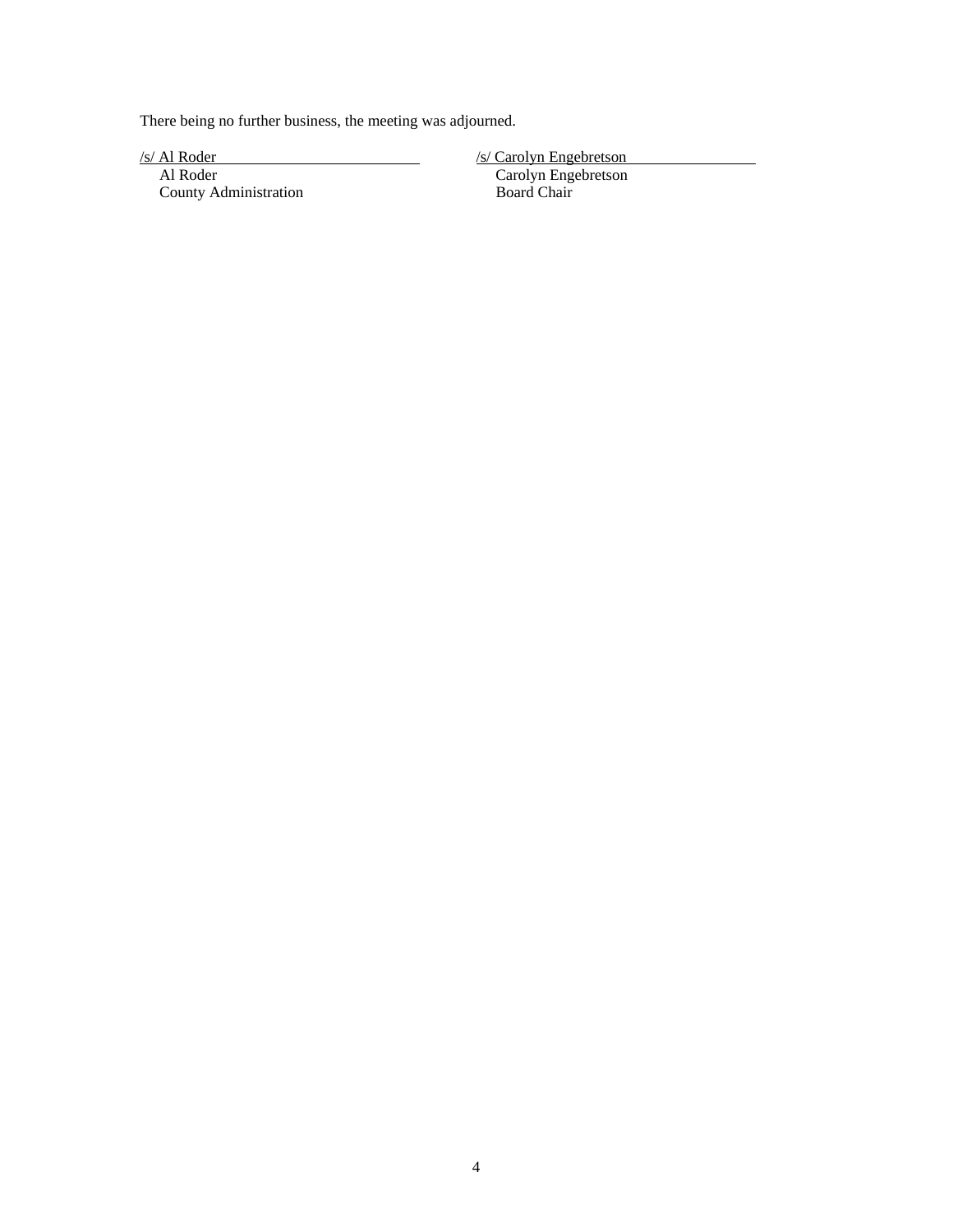There being no further business, the meeting was adjourned.

| | |
|---|---|
| /s/ Al Roder | /s/ Carolyn Engebretson |
| Al Roder | Carolyn Engebretson |
| County Administration | Board Chair |